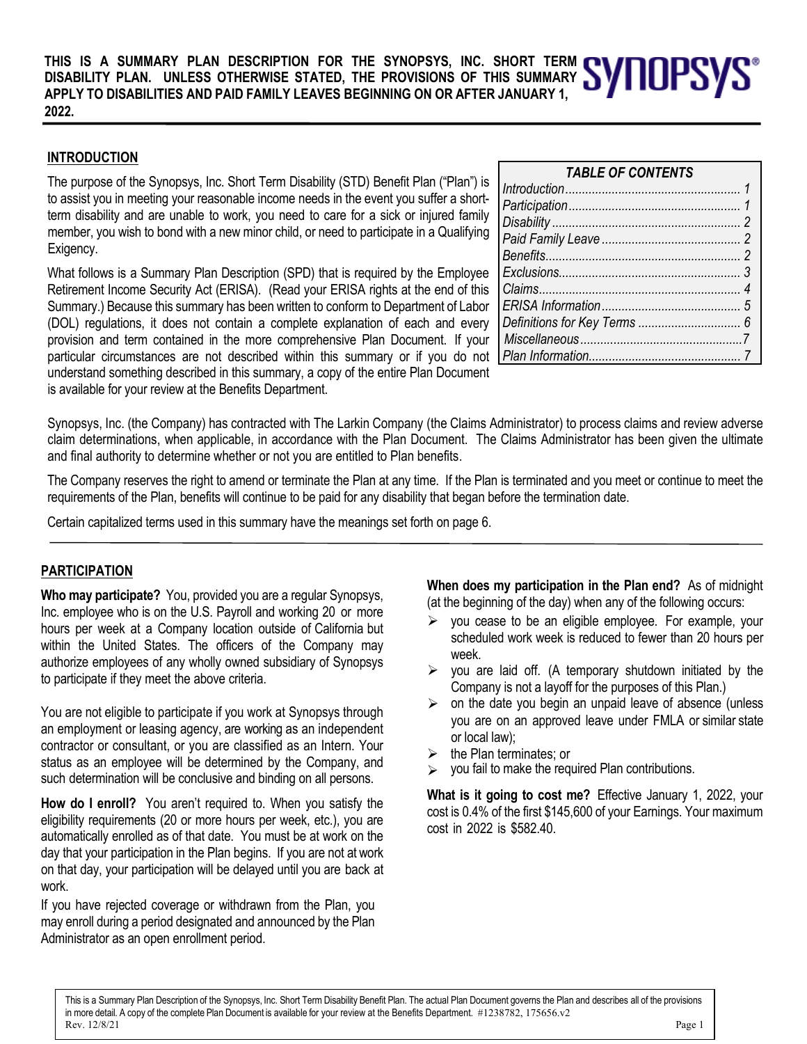**THIS IS A SUMMARY PLAN DESCRIPTION FOR THE SYNOPSYS, INC. SHORT TERM DISABILITY PLAN. UNLESS OTHERWISE STATED, THE PROVISIONS OF THIS SUMMARY APPLY TO DISABILITIES AND PAID FAMILY LEAVES BEGINNING ON OR AFTER JANUARY 1, 2022.**

## INTRODUCTION

The purpose of the Synopsys, Inc. Short Term Disability (STD) Benefit Plan ("Plan") is to assist you in meeting your reasonable income needs in the event you suffer a short-term disability and are unable to work, you need to care for a sick or injured family member, you wish to bond with a new minor child, or need to participate in a Qualifying Exigency.

What follows is a Summary Plan Description (SPD) that is required by the Employee Retirement Income Security Act (ERISA). (Read your ERISA rights at the end of this Summary.) Because this summary has been written to conform to Department of Labor (DOL) regulations, it does not contain a complete explanation of each and every provision and term contained in the more comprehensive Plan Document. If your particular circumstances are not described within this summary or if you do not understand something described in this summary, a copy of the entire Plan Document is available for your review at the Benefits Department.

| *TABLE OF CONTENTS* | |
|---|---|
| *Introduction* | *1* |
| *Participation* | *1* |
| *Disability* | *2* |
| *Paid Family Leave* | *2* |
| *Benefits* | *2* |
| *Exclusions* | *3* |
| *Claims* | *4* |
| *ERISA Information* | *5* |
| *Definitions for Key Terms* | *6* |
| *Miscellaneous* | *7* |
| *Plan Information* | *7* |

Synopsys, Inc. (the Company) has contracted with The Larkin Company (the Claims Administrator) to process claims and review adverse claim determinations, when applicable, in accordance with the Plan Document. The Claims Administrator has been given the ultimate and final authority to determine whether or not you are entitled to Plan benefits.

The Company reserves the right to amend or terminate the Plan at any time. If the Plan is terminated and you meet or continue to meet the requirements of the Plan, benefits will continue to be paid for any disability that began before the termination date.

Certain capitalized terms used in this summary have the meanings set forth on page 6.

## PARTICIPATION

**Who may participate?** You, provided you are a regular Synopsys, Inc. employee who is on the U.S. Payroll and working 20 or more hours per week at a Company location outside of California but within the United States. The officers of the Company may authorize employees of any wholly owned subsidiary of Synopsys to participate if they meet the above criteria.

You are not eligible to participate if you work at Synopsys through an employment or leasing agency, are working as an independent contractor or consultant, or you are classified as an Intern. Your status as an employee will be determined by the Company, and such determination will be conclusive and binding on all persons.

**How do I enroll?** You aren't required to. When you satisfy the eligibility requirements (20 or more hours per week, etc.), you are automatically enrolled as of that date. You must be at work on the day that your participation in the Plan begins. If you are not at work on that day, your participation will be delayed until you are back at work.

If you have rejected coverage or withdrawn from the Plan, you may enroll during a period designated and announced by the Plan Administrator as an open enrollment period.

**When does my participation in the Plan end?** As of midnight (at the beginning of the day) when any of the following occurs:

- you cease to be an eligible employee. For example, your scheduled work week is reduced to fewer than 20 hours per week.
- you are laid off. (A temporary shutdown initiated by the Company is not a layoff for the purposes of this Plan.)
- on the date you begin an unpaid leave of absence (unless you are on an approved leave under FMLA or similar state or local law);
- the Plan terminates; or
- you fail to make the required Plan contributions.

**What is it going to cost me?** Effective January 1, 2022, your cost is 0.4% of the first $145,600 of your Earnings. Your maximum cost in 2022 is $582.40.

This is a Summary Plan Description of the Synopsys, Inc. Short Term Disability Benefit Plan. The actual Plan Document governs the Plan and describes all of the provisions in more detail. A copy of the complete Plan Document is available for your review at the Benefits Department. #1238782, 175656.v2
Rev. 12/8/21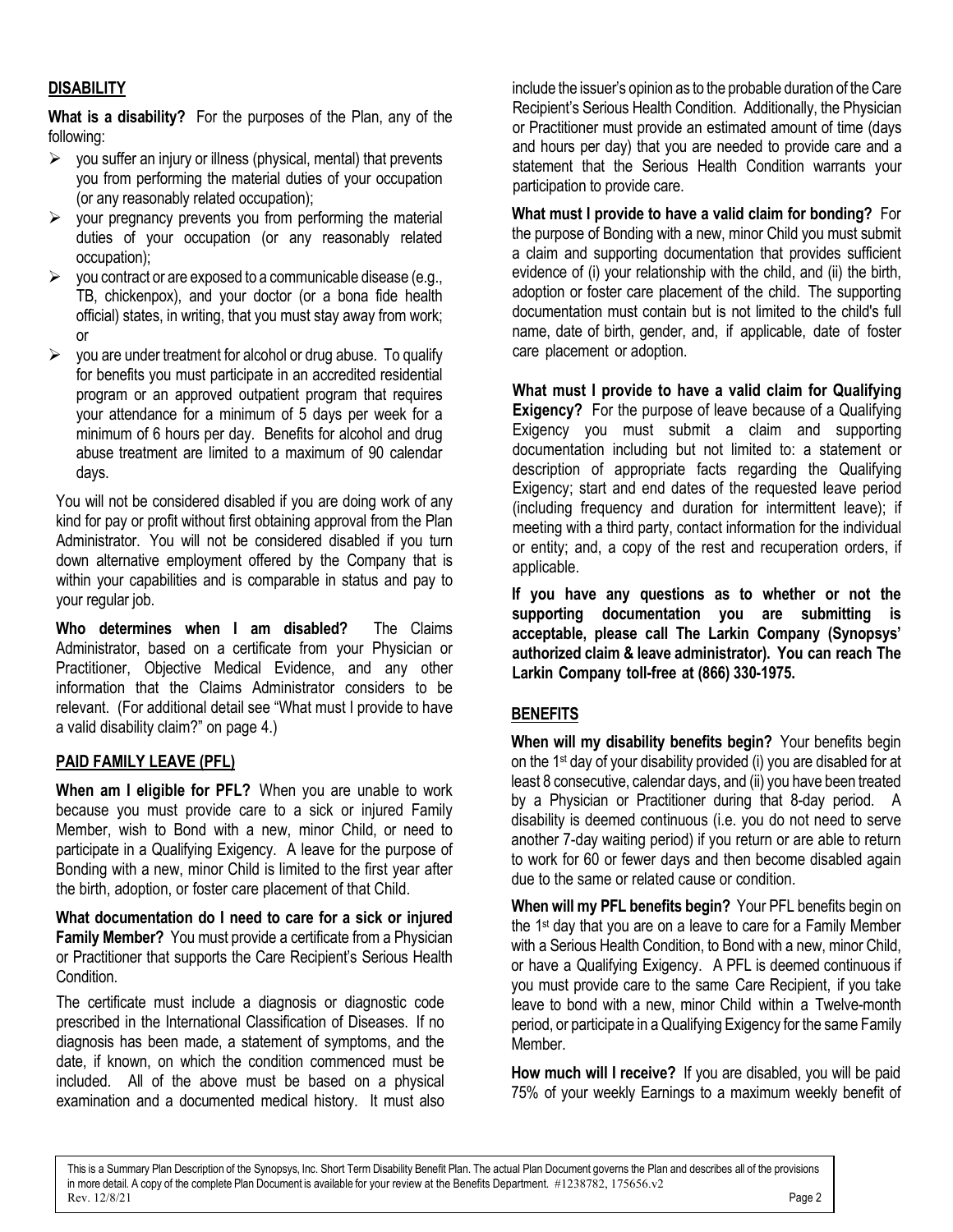## DISABILITY

**What is a disability?** For the purposes of the Plan, any of the following:

- you suffer an injury or illness (physical, mental) that prevents you from performing the material duties of your occupation (or any reasonably related occupation);
- your pregnancy prevents you from performing the material duties of your occupation (or any reasonably related occupation);
- you contract or are exposed to a communicable disease (e.g., TB, chickenpox), and your doctor (or a bona fide health official) states, in writing, that you must stay away from work; or
- you are under treatment for alcohol or drug abuse. To qualify for benefits you must participate in an accredited residential program or an approved outpatient program that requires your attendance for a minimum of 5 days per week for a minimum of 6 hours per day. Benefits for alcohol and drug abuse treatment are limited to a maximum of 90 calendar days.

You will not be considered disabled if you are doing work of any kind for pay or profit without first obtaining approval from the Plan Administrator. You will not be considered disabled if you turn down alternative employment offered by the Company that is within your capabilities and is comparable in status and pay to your regular job.

**Who determines when I am disabled?** The Claims Administrator, based on a certificate from your Physician or Practitioner, Objective Medical Evidence, and any other information that the Claims Administrator considers to be relevant. (For additional detail see "What must I provide to have a valid disability claim?" on page 4.)

## PAID FAMILY LEAVE (PFL)

**When am I eligible for PFL?** When you are unable to work because you must provide care to a sick or injured Family Member, wish to Bond with a new, minor Child, or need to participate in a Qualifying Exigency. A leave for the purpose of Bonding with a new, minor Child is limited to the first year after the birth, adoption, or foster care placement of that Child.

**What documentation do I need to care for a sick or injured Family Member?** You must provide a certificate from a Physician or Practitioner that supports the Care Recipient's Serious Health Condition.

The certificate must include a diagnosis or diagnostic code prescribed in the International Classification of Diseases. If no diagnosis has been made, a statement of symptoms, and the date, if known, on which the condition commenced must be included. All of the above must be based on a physical examination and a documented medical history. It must also include the issuer's opinion as to the probable duration of the Care Recipient's Serious Health Condition. Additionally, the Physician or Practitioner must provide an estimated amount of time (days and hours per day) that you are needed to provide care and a statement that the Serious Health Condition warrants your participation to provide care.

**What must I provide to have a valid claim for bonding?** For the purpose of Bonding with a new, minor Child you must submit a claim and supporting documentation that provides sufficient evidence of (i) your relationship with the child, and (ii) the birth, adoption or foster care placement of the child. The supporting documentation must contain but is not limited to the child's full name, date of birth, gender, and, if applicable, date of foster care placement or adoption.

**What must I provide to have a valid claim for Qualifying Exigency?** For the purpose of leave because of a Qualifying Exigency you must submit a claim and supporting documentation including but not limited to: a statement or description of appropriate facts regarding the Qualifying Exigency; start and end dates of the requested leave period (including frequency and duration for intermittent leave); if meeting with a third party, contact information for the individual or entity; and, a copy of the rest and recuperation orders, if applicable.

**If you have any questions as to whether or not the supporting documentation you are submitting is acceptable, please call The Larkin Company (Synopsys' authorized claim & leave administrator). You can reach The Larkin Company toll-free at (866) 330-1975.**

## BENEFITS

**When will my disability benefits begin?** Your benefits begin on the 1st day of your disability provided (i) you are disabled for at least 8 consecutive, calendar days, and (ii) you have been treated by a Physician or Practitioner during that 8-day period. A disability is deemed continuous (i.e. you do not need to serve another 7-day waiting period) if you return or are able to return to work for 60 or fewer days and then become disabled again due to the same or related cause or condition.

**When will my PFL benefits begin?** Your PFL benefits begin on the 1st day that you are on a leave to care for a Family Member with a Serious Health Condition, to Bond with a new, minor Child, or have a Qualifying Exigency. A PFL is deemed continuous if you must provide care to the same Care Recipient, if you take leave to bond with a new, minor Child within a Twelve-month period, or participate in a Qualifying Exigency for the same Family Member.

**How much will I receive?** If you are disabled, you will be paid 75% of your weekly Earnings to a maximum weekly benefit of

This is a Summary Plan Description of the Synopsys, Inc. Short Term Disability Benefit Plan. The actual Plan Document governs the Plan and describes all of the provisions in more detail. A copy of the complete Plan Document is available for your review at the Benefits Department. #1238782, 175656.v2
Rev. 12/8/21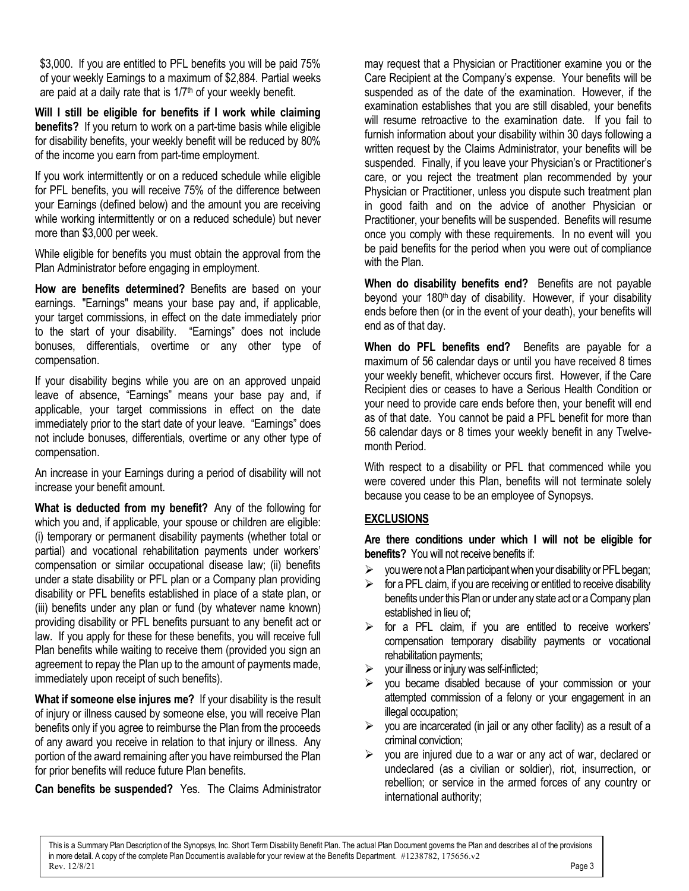$3,000. If you are entitled to PFL benefits you will be paid 75% of your weekly Earnings to a maximum of $2,884. Partial weeks are paid at a daily rate that is 1/7th of your weekly benefit.

**Will I still be eligible for benefits if I work while claiming benefits?** If you return to work on a part-time basis while eligible for disability benefits, your weekly benefit will be reduced by 80% of the income you earn from part-time employment.

If you work intermittently or on a reduced schedule while eligible for PFL benefits, you will receive 75% of the difference between your Earnings (defined below) and the amount you are receiving while working intermittently or on a reduced schedule) but never more than $3,000 per week.

While eligible for benefits you must obtain the approval from the Plan Administrator before engaging in employment.

**How are benefits determined?** Benefits are based on your earnings. "Earnings" means your base pay and, if applicable, your target commissions, in effect on the date immediately prior to the start of your disability. "Earnings" does not include bonuses, differentials, overtime or any other type of compensation.

If your disability begins while you are on an approved unpaid leave of absence, "Earnings" means your base pay and, if applicable, your target commissions in effect on the date immediately prior to the start date of your leave. "Earnings" does not include bonuses, differentials, overtime or any other type of compensation.

An increase in your Earnings during a period of disability will not increase your benefit amount.

**What is deducted from my benefit?** Any of the following for which you and, if applicable, your spouse or children are eligible: (i) temporary or permanent disability payments (whether total or partial) and vocational rehabilitation payments under workers' compensation or similar occupational disease law; (ii) benefits under a state disability or PFL plan or a Company plan providing disability or PFL benefits established in place of a state plan, or (iii) benefits under any plan or fund (by whatever name known) providing disability or PFL benefits pursuant to any benefit act or law. If you apply for these for these benefits, you will receive full Plan benefits while waiting to receive them (provided you sign an agreement to repay the Plan up to the amount of payments made, immediately upon receipt of such benefits).

**What if someone else injures me?** If your disability is the result of injury or illness caused by someone else, you will receive Plan benefits only if you agree to reimburse the Plan from the proceeds of any award you receive in relation to that injury or illness. Any portion of the award remaining after you have reimbursed the Plan for prior benefits will reduce future Plan benefits.

**Can benefits be suspended?** Yes. The Claims Administrator may request that a Physician or Practitioner examine you or the Care Recipient at the Company's expense. Your benefits will be suspended as of the date of the examination. However, if the examination establishes that you are still disabled, your benefits will resume retroactive to the examination date. If you fail to furnish information about your disability within 30 days following a written request by the Claims Administrator, your benefits will be suspended. Finally, if you leave your Physician's or Practitioner's care, or you reject the treatment plan recommended by your Physician or Practitioner, unless you dispute such treatment plan in good faith and on the advice of another Physician or Practitioner, your benefits will be suspended. Benefits will resume once you comply with these requirements. In no event will you be paid benefits for the period when you were out of compliance with the Plan.

**When do disability benefits end?** Benefits are not payable beyond your 180th day of disability. However, if your disability ends before then (or in the event of your death), your benefits will end as of that day.

**When do PFL benefits end?** Benefits are payable for a maximum of 56 calendar days or until you have received 8 times your weekly benefit, whichever occurs first. However, if the Care Recipient dies or ceases to have a Serious Health Condition or your need to provide care ends before then, your benefit will end as of that date. You cannot be paid a PFL benefit for more than 56 calendar days or 8 times your weekly benefit in any Twelve-month Period.

With respect to a disability or PFL that commenced while you were covered under this Plan, benefits will not terminate solely because you cease to be an employee of Synopsys.

## EXCLUSIONS

**Are there conditions under which I will not be eligible for benefits?** You will not receive benefits if:

- you were not a Plan participant when your disability or PFL began;
- for a PFL claim, if you are receiving or entitled to receive disability benefits under this Plan or under any state act or a Company plan established in lieu of;
- for a PFL claim, if you are entitled to receive workers' compensation temporary disability payments or vocational rehabilitation payments;
- your illness or injury was self-inflicted;
- you became disabled because of your commission or your attempted commission of a felony or your engagement in an illegal occupation;
- you are incarcerated (in jail or any other facility) as a result of a criminal conviction;
- you are injured due to a war or any act of war, declared or undeclared (as a civilian or soldier), riot, insurrection, or rebellion; or service in the armed forces of any country or international authority;

This is a Summary Plan Description of the Synopsys, Inc. Short Term Disability Benefit Plan. The actual Plan Document governs the Plan and describes all of the provisions in more detail. A copy of the complete Plan Document is available for your review at the Benefits Department. #1238782, 175656.v2
Rev. 12/8/21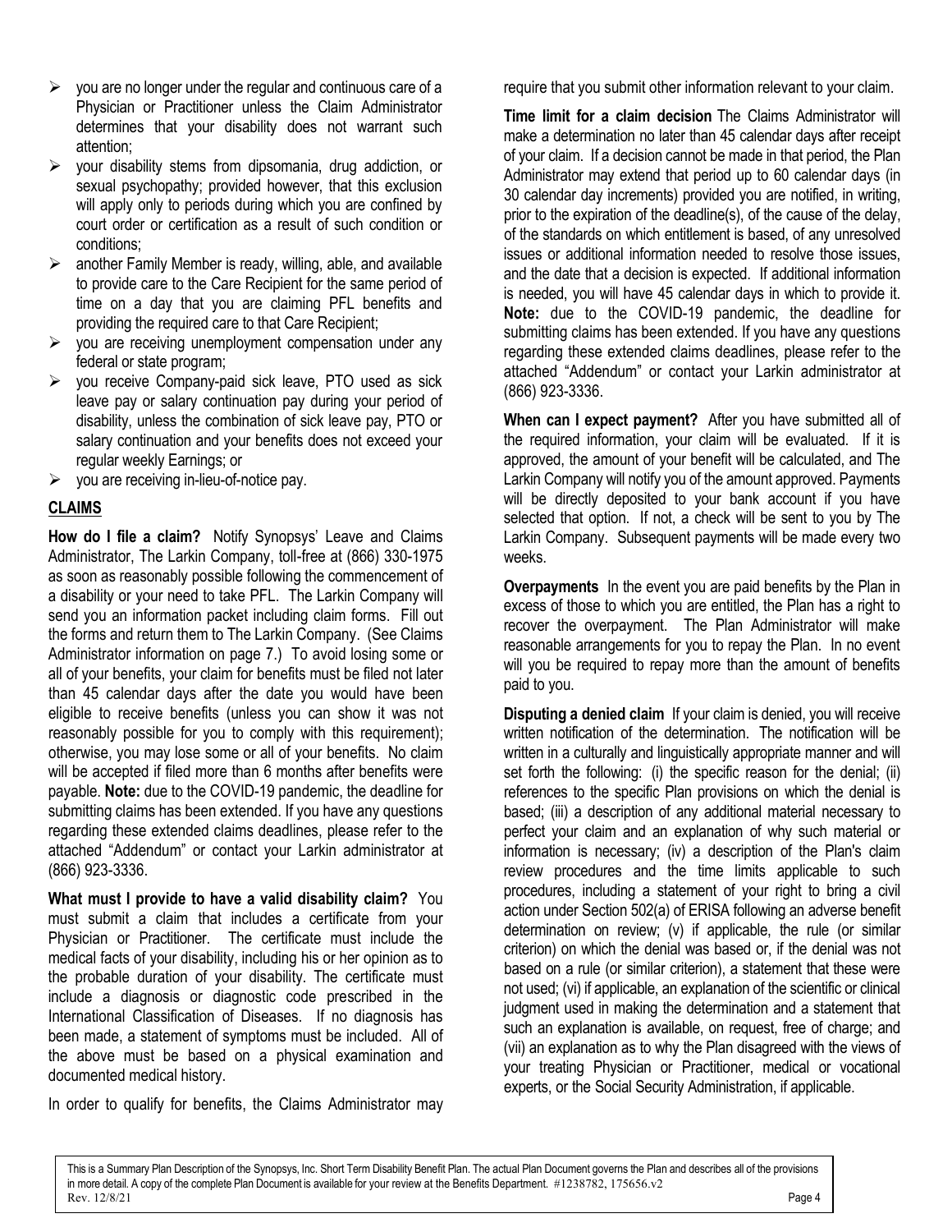- you are no longer under the regular and continuous care of a Physician or Practitioner unless the Claim Administrator determines that your disability does not warrant such attention;
- your disability stems from dipsomania, drug addiction, or sexual psychopathy; provided however, that this exclusion will apply only to periods during which you are confined by court order or certification as a result of such condition or conditions;
- another Family Member is ready, willing, able, and available to provide care to the Care Recipient for the same period of time on a day that you are claiming PFL benefits and providing the required care to that Care Recipient;
- you are receiving unemployment compensation under any federal or state program;
- you receive Company-paid sick leave, PTO used as sick leave pay or salary continuation pay during your period of disability, unless the combination of sick leave pay, PTO or salary continuation and your benefits does not exceed your regular weekly Earnings; or
- you are receiving in-lieu-of-notice pay.

## CLAIMS

**How do I file a claim?** Notify Synopsys' Leave and Claims Administrator, The Larkin Company, toll-free at (866) 330-1975 as soon as reasonably possible following the commencement of a disability or your need to take PFL. The Larkin Company will send you an information packet including claim forms. Fill out the forms and return them to The Larkin Company. (See Claims Administrator information on page 7.) To avoid losing some or all of your benefits, your claim for benefits must be filed not later than 45 calendar days after the date you would have been eligible to receive benefits (unless you can show it was not reasonably possible for you to comply with this requirement); otherwise, you may lose some or all of your benefits. No claim will be accepted if filed more than 6 months after benefits were payable. **Note:** due to the COVID-19 pandemic, the deadline for submitting claims has been extended. If you have any questions regarding these extended claims deadlines, please refer to the attached "Addendum" or contact your Larkin administrator at (866) 923-3336.

**What must I provide to have a valid disability claim?** You must submit a claim that includes a certificate from your Physician or Practitioner. The certificate must include the medical facts of your disability, including his or her opinion as to the probable duration of your disability. The certificate must include a diagnosis or diagnostic code prescribed in the International Classification of Diseases. If no diagnosis has been made, a statement of symptoms must be included. All of the above must be based on a physical examination and documented medical history.

In order to qualify for benefits, the Claims Administrator may require that you submit other information relevant to your claim.

**Time limit for a claim decision** The Claims Administrator will make a determination no later than 45 calendar days after receipt of your claim. If a decision cannot be made in that period, the Plan Administrator may extend that period up to 60 calendar days (in 30 calendar day increments) provided you are notified, in writing, prior to the expiration of the deadline(s), of the cause of the delay, of the standards on which entitlement is based, of any unresolved issues or additional information needed to resolve those issues, and the date that a decision is expected. If additional information is needed, you will have 45 calendar days in which to provide it. **Note:** due to the COVID-19 pandemic, the deadline for submitting claims has been extended. If you have any questions regarding these extended claims deadlines, please refer to the attached "Addendum" or contact your Larkin administrator at (866) 923-3336.

**When can I expect payment?** After you have submitted all of the required information, your claim will be evaluated. If it is approved, the amount of your benefit will be calculated, and The Larkin Company will notify you of the amount approved. Payments will be directly deposited to your bank account if you have selected that option. If not, a check will be sent to you by The Larkin Company. Subsequent payments will be made every two weeks.

**Overpayments** In the event you are paid benefits by the Plan in excess of those to which you are entitled, the Plan has a right to recover the overpayment. The Plan Administrator will make reasonable arrangements for you to repay the Plan. In no event will you be required to repay more than the amount of benefits paid to you.

**Disputing a denied claim** If your claim is denied, you will receive written notification of the determination. The notification will be written in a culturally and linguistically appropriate manner and will set forth the following: (i) the specific reason for the denial; (ii) references to the specific Plan provisions on which the denial is based; (iii) a description of any additional material necessary to perfect your claim and an explanation of why such material or information is necessary; (iv) a description of the Plan's claim review procedures and the time limits applicable to such procedures, including a statement of your right to bring a civil action under Section 502(a) of ERISA following an adverse benefit determination on review; (v) if applicable, the rule (or similar criterion) on which the denial was based or, if the denial was not based on a rule (or similar criterion), a statement that these were not used; (vi) if applicable, an explanation of the scientific or clinical judgment used in making the determination and a statement that such an explanation is available, on request, free of charge; and (vii) an explanation as to why the Plan disagreed with the views of your treating Physician or Practitioner, medical or vocational experts, or the Social Security Administration, if applicable.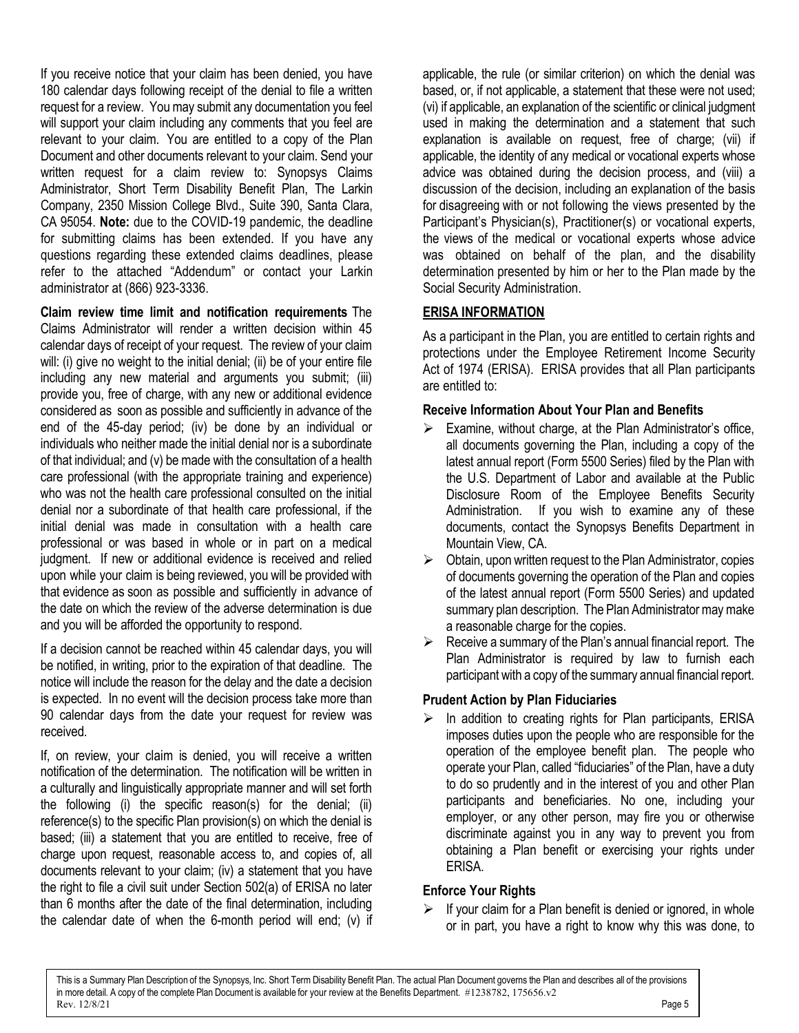If you receive notice that your claim has been denied, you have 180 calendar days following receipt of the denial to file a written request for a review. You may submit any documentation you feel will support your claim including any comments that you feel are relevant to your claim. You are entitled to a copy of the Plan Document and other documents relevant to your claim. Send your written request for a claim review to: Synopsys Claims Administrator, Short Term Disability Benefit Plan, The Larkin Company, 2350 Mission College Blvd., Suite 390, Santa Clara, CA 95054. **Note:** due to the COVID-19 pandemic, the deadline for submitting claims has been extended. If you have any questions regarding these extended claims deadlines, please refer to the attached "Addendum" or contact your Larkin administrator at (866) 923-3336.

**Claim review time limit and notification requirements** The Claims Administrator will render a written decision within 45 calendar days of receipt of your request. The review of your claim will: (i) give no weight to the initial denial; (ii) be of your entire file including any new material and arguments you submit; (iii) provide you, free of charge, with any new or additional evidence considered as soon as possible and sufficiently in advance of the end of the 45-day period; (iv) be done by an individual or individuals who neither made the initial denial nor is a subordinate of that individual; and (v) be made with the consultation of a health care professional (with the appropriate training and experience) who was not the health care professional consulted on the initial denial nor a subordinate of that health care professional, if the initial denial was made in consultation with a health care professional or was based in whole or in part on a medical judgment. If new or additional evidence is received and relied upon while your claim is being reviewed, you will be provided with that evidence as soon as possible and sufficiently in advance of the date on which the review of the adverse determination is due and you will be afforded the opportunity to respond.

If a decision cannot be reached within 45 calendar days, you will be notified, in writing, prior to the expiration of that deadline. The notice will include the reason for the delay and the date a decision is expected. In no event will the decision process take more than 90 calendar days from the date your request for review was received.

If, on review, your claim is denied, you will receive a written notification of the determination. The notification will be written in a culturally and linguistically appropriate manner and will set forth the following (i) the specific reason(s) for the denial; (ii) reference(s) to the specific Plan provision(s) on which the denial is based; (iii) a statement that you are entitled to receive, free of charge upon request, reasonable access to, and copies of, all documents relevant to your claim; (iv) a statement that you have the right to file a civil suit under Section 502(a) of ERISA no later than 6 months after the date of the final determination, including the calendar date of when the 6-month period will end; (v) if applicable, the rule (or similar criterion) on which the denial was based, or, if not applicable, a statement that these were not used; (vi) if applicable, an explanation of the scientific or clinical judgment used in making the determination and a statement that such explanation is available on request, free of charge; (vii) if applicable, the identity of any medical or vocational experts whose advice was obtained during the decision process, and (viii) a discussion of the decision, including an explanation of the basis for disagreeing with or not following the views presented by the Participant's Physician(s), Practitioner(s) or vocational experts, the views of the medical or vocational experts whose advice was obtained on behalf of the plan, and the disability determination presented by him or her to the Plan made by the Social Security Administration.

## ERISA INFORMATION

As a participant in the Plan, you are entitled to certain rights and protections under the Employee Retirement Income Security Act of 1974 (ERISA). ERISA provides that all Plan participants are entitled to:

### Receive Information About Your Plan and Benefits

- Examine, without charge, at the Plan Administrator's office, all documents governing the Plan, including a copy of the latest annual report (Form 5500 Series) filed by the Plan with the U.S. Department of Labor and available at the Public Disclosure Room of the Employee Benefits Security Administration. If you wish to examine any of these documents, contact the Synopsys Benefits Department in Mountain View, CA.
- Obtain, upon written request to the Plan Administrator, copies of documents governing the operation of the Plan and copies of the latest annual report (Form 5500 Series) and updated summary plan description. The Plan Administrator may make a reasonable charge for the copies.
- Receive a summary of the Plan's annual financial report. The Plan Administrator is required by law to furnish each participant with a copy of the summary annual financial report.

### Prudent Action by Plan Fiduciaries

- In addition to creating rights for Plan participants, ERISA imposes duties upon the people who are responsible for the operation of the employee benefit plan. The people who operate your Plan, called "fiduciaries" of the Plan, have a duty to do so prudently and in the interest of you and other Plan participants and beneficiaries. No one, including your employer, or any other person, may fire you or otherwise discriminate against you in any way to prevent you from obtaining a Plan benefit or exercising your rights under ERISA.

### Enforce Your Rights

- If your claim for a Plan benefit is denied or ignored, in whole or in part, you have a right to know why this was done, to

This is a Summary Plan Description of the Synopsys, Inc. Short Term Disability Benefit Plan. The actual Plan Document governs the Plan and describes all of the provisions in more detail. A copy of the complete Plan Document is available for your review at the Benefits Department. #1238782, 175656.v2
Rev. 12/8/21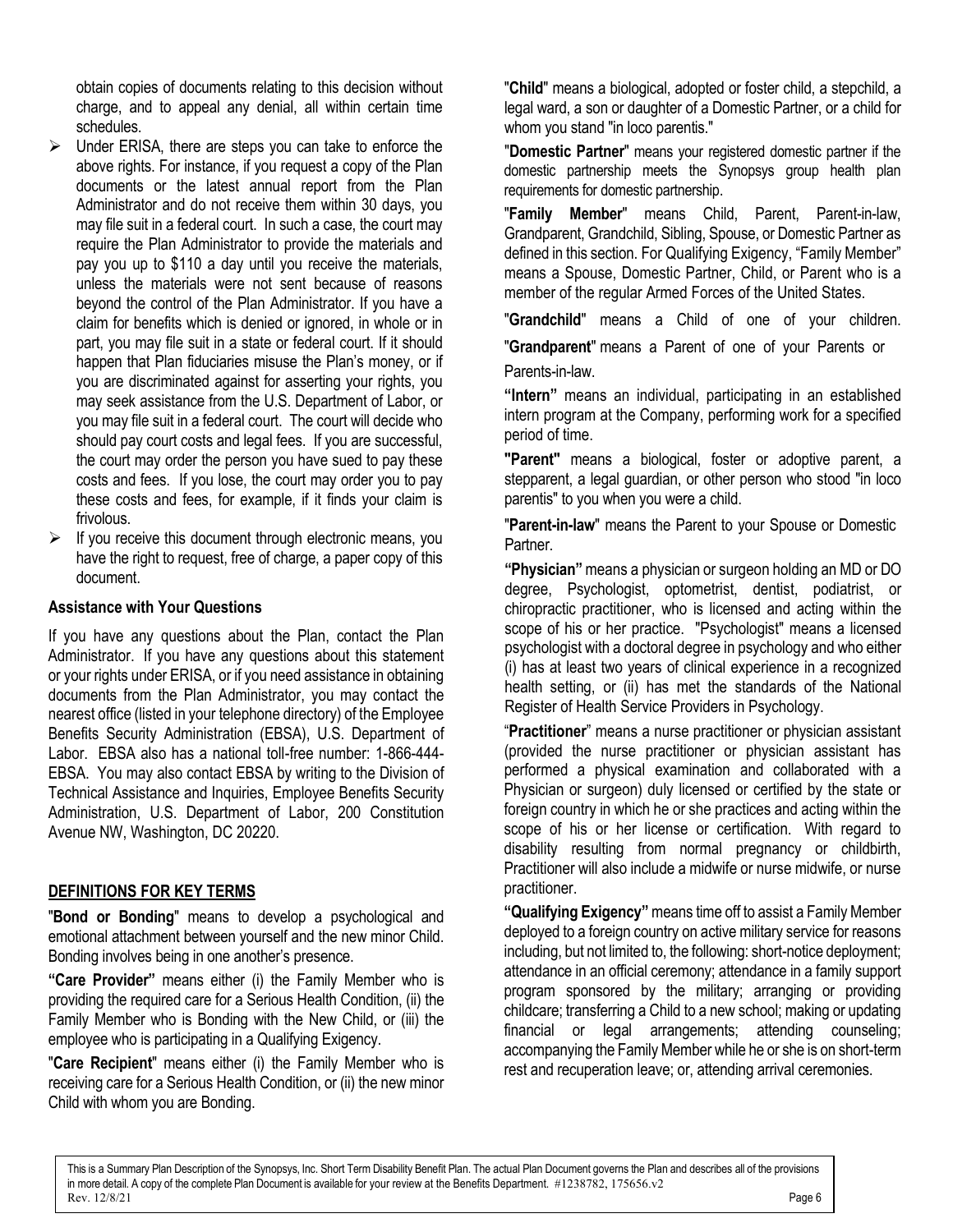obtain copies of documents relating to this decision without charge, and to appeal any denial, all within certain time schedules.

- Under ERISA, there are steps you can take to enforce the above rights. For instance, if you request a copy of the Plan documents or the latest annual report from the Plan Administrator and do not receive them within 30 days, you may file suit in a federal court. In such a case, the court may require the Plan Administrator to provide the materials and pay you up to $110 a day until you receive the materials, unless the materials were not sent because of reasons beyond the control of the Plan Administrator. If you have a claim for benefits which is denied or ignored, in whole or in part, you may file suit in a state or federal court. If it should happen that Plan fiduciaries misuse the Plan's money, or if you are discriminated against for asserting your rights, you may seek assistance from the U.S. Department of Labor, or you may file suit in a federal court. The court will decide who should pay court costs and legal fees. If you are successful, the court may order the person you have sued to pay these costs and fees. If you lose, the court may order you to pay these costs and fees, for example, if it finds your claim is frivolous.
- If you receive this document through electronic means, you have the right to request, free of charge, a paper copy of this document.

**Assistance with Your Questions**

If you have any questions about the Plan, contact the Plan Administrator. If you have any questions about this statement or your rights under ERISA, or if you need assistance in obtaining documents from the Plan Administrator, you may contact the nearest office (listed in your telephone directory) of the Employee Benefits Security Administration (EBSA), U.S. Department of Labor. EBSA also has a national toll-free number: 1-866-444-EBSA. You may also contact EBSA by writing to the Division of Technical Assistance and Inquiries, Employee Benefits Security Administration, U.S. Department of Labor, 200 Constitution Avenue NW, Washington, DC 20220.

## DEFINITIONS FOR KEY TERMS

"**Bond or Bonding**" means to develop a psychological and emotional attachment between yourself and the new minor Child. Bonding involves being in one another's presence.

**"Care Provider"** means either (i) the Family Member who is providing the required care for a Serious Health Condition, (ii) the Family Member who is Bonding with the New Child, or (iii) the employee who is participating in a Qualifying Exigency.

"**Care Recipient**" means either (i) the Family Member who is receiving care for a Serious Health Condition, or (ii) the new minor Child with whom you are Bonding.

"**Child**" means a biological, adopted or foster child, a stepchild, a legal ward, a son or daughter of a Domestic Partner, or a child for whom you stand "in loco parentis."

"**Domestic Partner**" means your registered domestic partner if the domestic partnership meets the Synopsys group health plan requirements for domestic partnership.

"**Family Member**" means Child, Parent, Parent-in-law, Grandparent, Grandchild, Sibling, Spouse, or Domestic Partner as defined in this section. For Qualifying Exigency, "Family Member" means a Spouse, Domestic Partner, Child, or Parent who is a member of the regular Armed Forces of the United States.

"**Grandchild**" means a Child of one of your children.

"**Grandparent**" means a Parent of one of your Parents or Parents-in-law.

**"Intern"** means an individual, participating in an established intern program at the Company, performing work for a specified period of time.

**"Parent"** means a biological, foster or adoptive parent, a stepparent, a legal guardian, or other person who stood "in loco parentis" to you when you were a child.

"**Parent-in-law**" means the Parent to your Spouse or Domestic Partner.

**"Physician"** means a physician or surgeon holding an MD or DO degree, Psychologist, optometrist, dentist, podiatrist, or chiropractic practitioner, who is licensed and acting within the scope of his or her practice. "Psychologist" means a licensed psychologist with a doctoral degree in psychology and who either (i) has at least two years of clinical experience in a recognized health setting, or (ii) has met the standards of the National Register of Health Service Providers in Psychology.

"**Practitioner**" means a nurse practitioner or physician assistant (provided the nurse practitioner or physician assistant has performed a physical examination and collaborated with a Physician or surgeon) duly licensed or certified by the state or foreign country in which he or she practices and acting within the scope of his or her license or certification. With regard to disability resulting from normal pregnancy or childbirth, Practitioner will also include a midwife or nurse midwife, or nurse practitioner.

**"Qualifying Exigency"** means time off to assist a Family Member deployed to a foreign country on active military service for reasons including, but not limited to, the following: short-notice deployment; attendance in an official ceremony; attendance in a family support program sponsored by the military; arranging or providing childcare; transferring a Child to a new school; making or updating financial or legal arrangements; attending counseling; accompanying the Family Member while he or she is on short-term rest and recuperation leave; or, attending arrival ceremonies.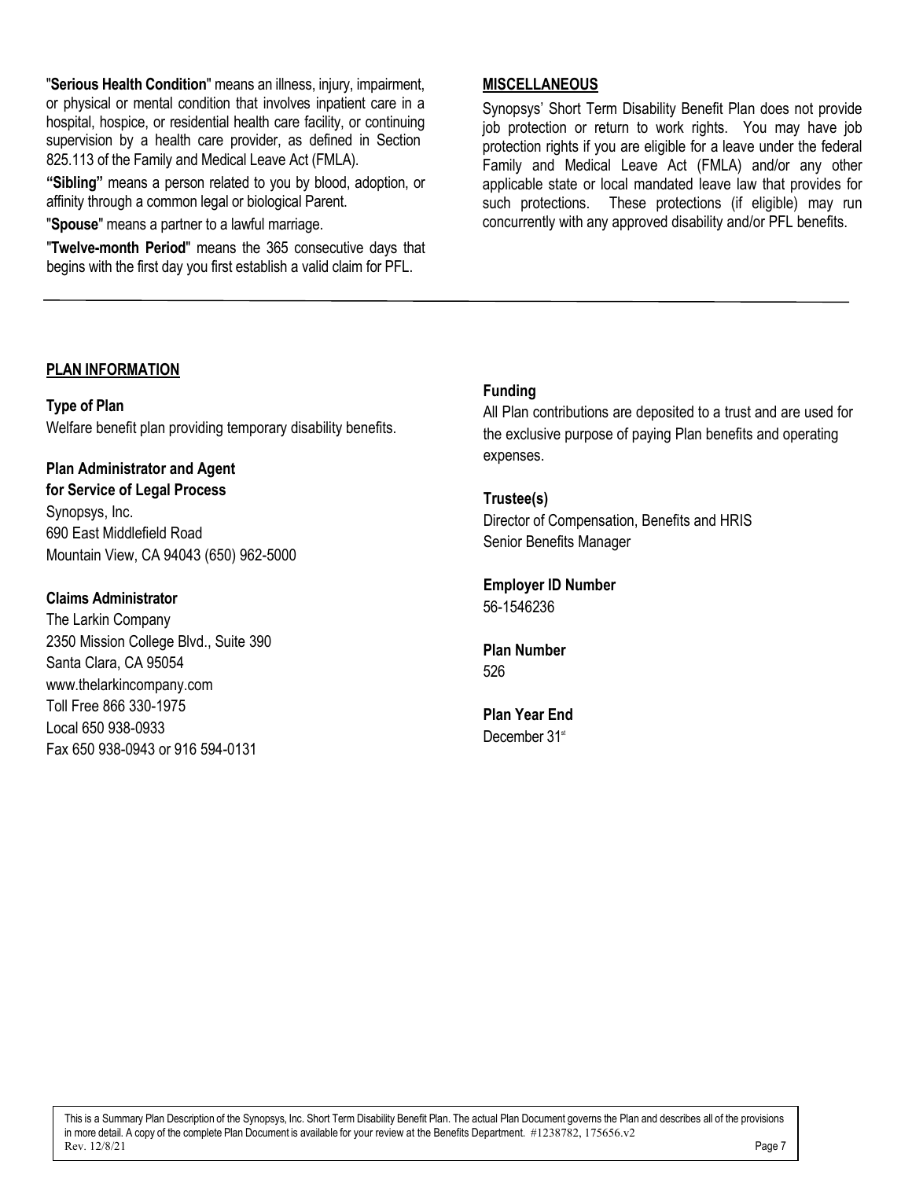"**Serious Health Condition**" means an illness, injury, impairment, or physical or mental condition that involves inpatient care in a hospital, hospice, or residential health care facility, or continuing supervision by a health care provider, as defined in Section 825.113 of the Family and Medical Leave Act (FMLA).

**"Sibling"** means a person related to you by blood, adoption, or affinity through a common legal or biological Parent.

"**Spouse**" means a partner to a lawful marriage.

"**Twelve-month Period**" means the 365 consecutive days that begins with the first day you first establish a valid claim for PFL.

## MISCELLANEOUS

Synopsys' Short Term Disability Benefit Plan does not provide job protection or return to work rights. You may have job protection rights if you are eligible for a leave under the federal Family and Medical Leave Act (FMLA) and/or any other applicable state or local mandated leave law that provides for such protections. These protections (if eligible) may run concurrently with any approved disability and/or PFL benefits.

---

## PLAN INFORMATION

**Type of Plan**
Welfare benefit plan providing temporary disability benefits.

**Plan Administrator and Agent for Service of Legal Process**
Synopsys, Inc.
690 East Middlefield Road
Mountain View, CA 94043 (650) 962-5000

**Claims Administrator**
The Larkin Company
2350 Mission College Blvd., Suite 390
Santa Clara, CA 95054
www.thelarkincompany.com
Toll Free 866 330-1975
Local 650 938-0933
Fax 650 938-0943 or 916 594-0131

**Funding**
All Plan contributions are deposited to a trust and are used for the exclusive purpose of paying Plan benefits and operating expenses.

**Trustee(s)**
Director of Compensation, Benefits and HRIS
Senior Benefits Manager

**Employer ID Number**
56-1546236

**Plan Number**
526

**Plan Year End**
December 31st

This is a Summary Plan Description of the Synopsys, Inc. Short Term Disability Benefit Plan. The actual Plan Document governs the Plan and describes all of the provisions in more detail. A copy of the complete Plan Document is available for your review at the Benefits Department. #1238782, 175656.v2
Rev. 12/8/21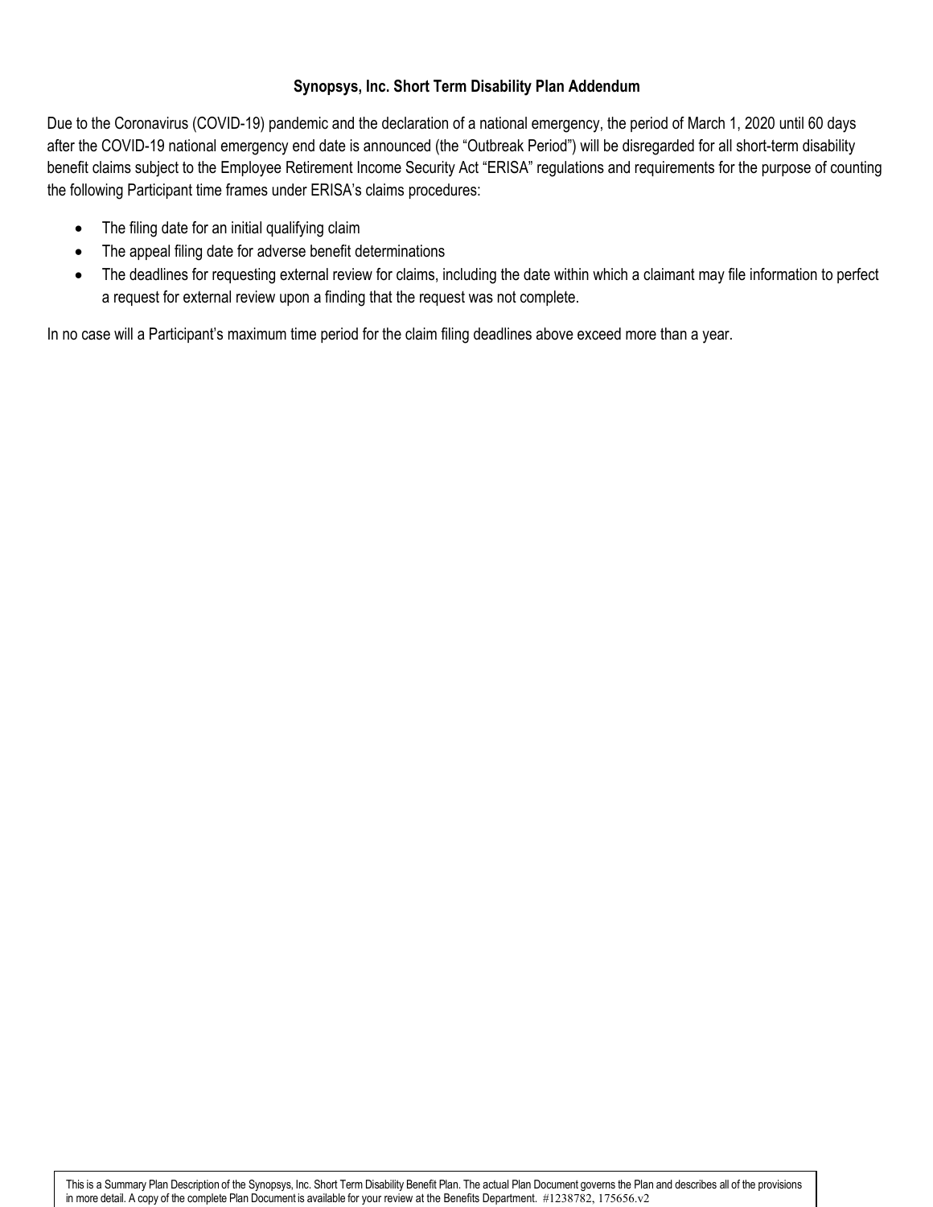**Synopsys, Inc. Short Term Disability Plan Addendum**

Due to the Coronavirus (COVID-19) pandemic and the declaration of a national emergency, the period of March 1, 2020 until 60 days after the COVID-19 national emergency end date is announced (the "Outbreak Period") will be disregarded for all short-term disability benefit claims subject to the Employee Retirement Income Security Act "ERISA" regulations and requirements for the purpose of counting the following Participant time frames under ERISA's claims procedures:

- The filing date for an initial qualifying claim
- The appeal filing date for adverse benefit determinations
- The deadlines for requesting external review for claims, including the date within which a claimant may file information to perfect a request for external review upon a finding that the request was not complete.

In no case will a Participant's maximum time period for the claim filing deadlines above exceed more than a year.